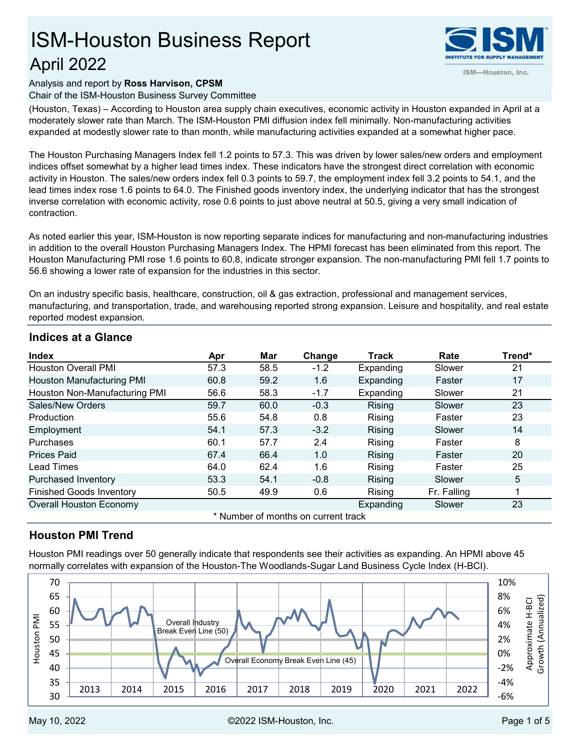# ISM-Houston Business Report

## April 2022

Analysis and report by **Ross Harvison, CPSM**
Chair of the ISM-Houston Business Survey Committee

(Houston, Texas) – According to Houston area supply chain executives, economic activity in Houston expanded in April at a moderately slower rate than March. The ISM-Houston PMI diffusion index fell minimally. Non-manufacturing activities expanded at modestly slower rate to than month, while manufacturing activities expanded at a somewhat higher pace.

The Houston Purchasing Managers Index fell 1.2 points to 57.3. This was driven by lower sales/new orders and employment indices offset somewhat by a higher lead times index. These indicators have the strongest direct correlation with economic activity in Houston. The sales/new orders index fell 0.3 points to 59.7, the employment index fell 3.2 points to 54.1, and the lead times index rose 1.6 points to 64.0. The Finished goods inventory index, the underlying indicator that has the strongest inverse correlation with economic activity, rose 0.6 points to just above neutral at 50.5, giving a very small indication of contraction.

As noted earlier this year, ISM-Houston is now reporting separate indices for manufacturing and non-manufacturing industries in addition to the overall Houston Purchasing Managers Index. The HPMI forecast has been eliminated from this report. The Houston Manufacturing PMI rose 1.6 points to 60.8, indicate stronger expansion. The non-manufacturing PMI fell 1.7 points to 56.6 showing a lower rate of expansion for the industries in this sector.

On an industry specific basis, healthcare, construction, oil & gas extraction, professional and management services, manufacturing, and transportation, trade, and warehousing reported strong expansion. Leisure and hospitality, and real estate reported modest expansion.

### Indices at a Glance

| Index | Apr | Mar | Change | Track | Rate | Trend* |
|---|---|---|---|---|---|---|
| Houston Overall PMI | 57.3 | 58.5 | -1.2 | Expanding | Slower | 21 |
| Houston Manufacturing PMI | 60.8 | 59.2 | 1.6 | Expanding | Faster | 17 |
| Houston Non-Manufacturing PMI | 56.6 | 58.3 | -1.7 | Expanding | Slower | 21 |
| Sales/New Orders | 59.7 | 60.0 | -0.3 | Rising | Slower | 23 |
| Production | 55.6 | 54.8 | 0.8 | Rising | Faster | 23 |
| Employment | 54.1 | 57.3 | -3.2 | Rising | Slower | 14 |
| Purchases | 60.1 | 57.7 | 2.4 | Rising | Faster | 8 |
| Prices Paid | 67.4 | 66.4 | 1.0 | Rising | Faster | 20 |
| Lead Times | 64.0 | 62.4 | 1.6 | Rising | Faster | 25 |
| Purchased Inventory | 53.3 | 54.1 | -0.8 | Rising | Slower | 5 |
| Finished Goods Inventory | 50.5 | 49.9 | 0.6 | Rising | Fr. Falling | 1 |
| Overall Houston Economy | | | | Expanding | Slower | 23 |

\* Number of months on current track

### Houston PMI Trend

Houston PMI readings over 50 generally indicate that respondents see their activities as expanding. An HPMI above 45 normally correlates with expansion of the Houston-The Woodlands-Sugar Land Business Cycle Index (H-BCI).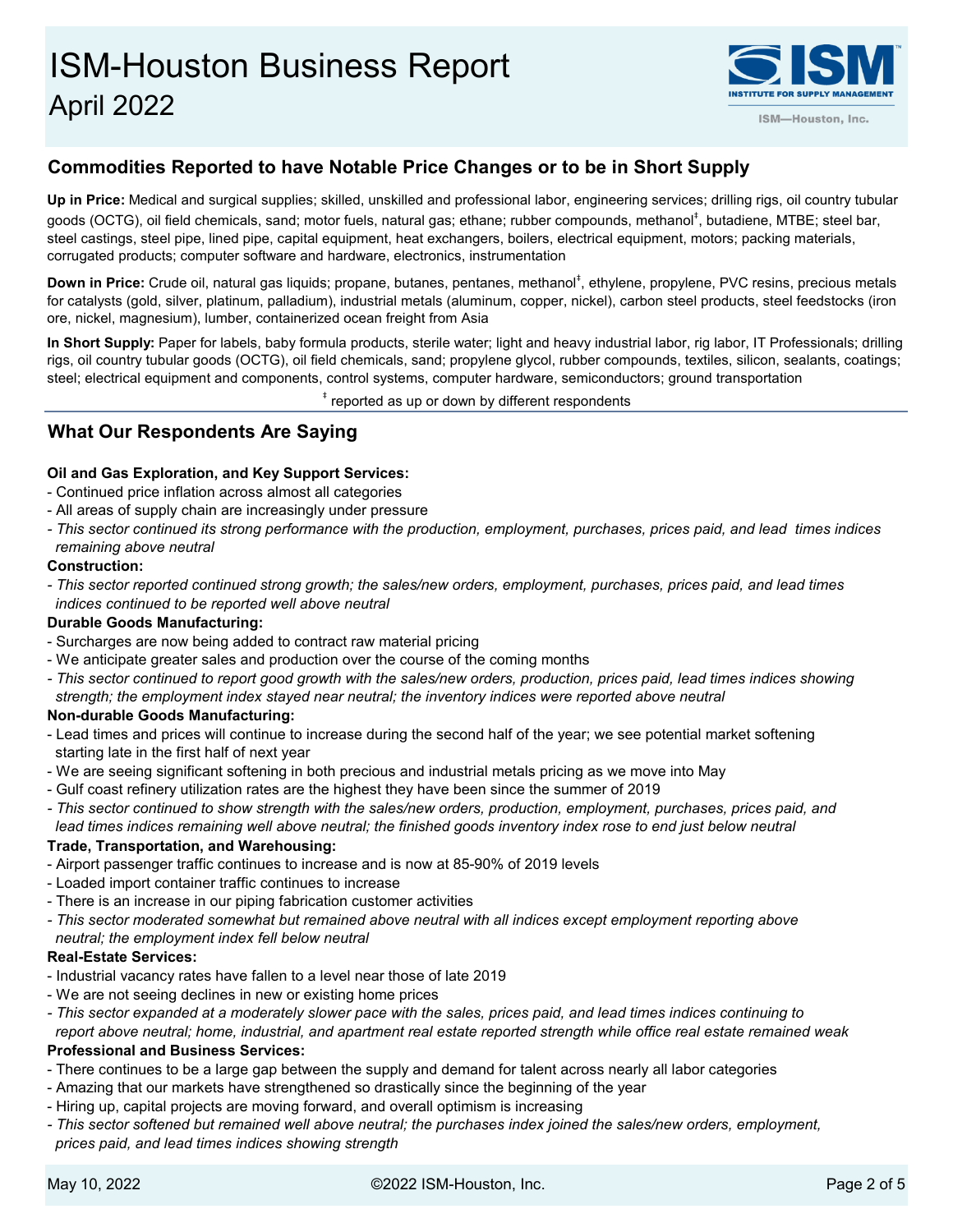## Commodities Reported to have Notable Price Changes or to be in Short Supply

**Up in Price:** Medical and surgical supplies; skilled, unskilled and professional labor, engineering services; drilling rigs, oil country tubular goods (OCTG), oil field chemicals, sand; motor fuels, natural gas; ethane; rubber compounds, methanol‡, butadiene, MTBE; steel bar, steel castings, steel pipe, lined pipe, capital equipment, heat exchangers, boilers, electrical equipment, motors; packing materials, corrugated products; computer software and hardware, electronics, instrumentation

**Down in Price:** Crude oil, natural gas liquids; propane, butanes, pentanes, methanol‡, ethylene, propylene, PVC resins, precious metals for catalysts (gold, silver, platinum, palladium), industrial metals (aluminum, copper, nickel), carbon steel products, steel feedstocks (iron ore, nickel, magnesium), lumber, containerized ocean freight from Asia

**In Short Supply:** Paper for labels, baby formula products, sterile water; light and heavy industrial labor, rig labor, IT Professionals; drilling rigs, oil country tubular goods (OCTG), oil field chemicals, sand; propylene glycol, rubber compounds, textiles, silicon, sealants, coatings; steel; electrical equipment and components, control systems, computer hardware, semiconductors; ground transportation

‡ reported as up or down by different respondents

## What Our Respondents Are Saying

**Oil and Gas Exploration, and Key Support Services:**

- Continued price inflation across almost all categories
- All areas of supply chain are increasingly under pressure
- *This sector continued its strong performance with the production, employment, purchases, prices paid, and lead times indices remaining above neutral*

**Construction:**

- *This sector reported continued strong growth; the sales/new orders, employment, purchases, prices paid, and lead times indices continued to be reported well above neutral*

**Durable Goods Manufacturing:**

- Surcharges are now being added to contract raw material pricing
- We anticipate greater sales and production over the course of the coming months
- *This sector continued to report good growth with the sales/new orders, production, prices paid, lead times indices showing strength; the employment index stayed near neutral; the inventory indices were reported above neutral*

**Non-durable Goods Manufacturing:**

- Lead times and prices will continue to increase during the second half of the year; we see potential market softening starting late in the first half of next year
- We are seeing significant softening in both precious and industrial metals pricing as we move into May
- Gulf coast refinery utilization rates are the highest they have been since the summer of 2019
- *This sector continued to show strength with the sales/new orders, production, employment, purchases, prices paid, and lead times indices remaining well above neutral; the finished goods inventory index rose to end just below neutral*

**Trade, Transportation, and Warehousing:**

- Airport passenger traffic continues to increase and is now at 85-90% of 2019 levels
- Loaded import container traffic continues to increase
- There is an increase in our piping fabrication customer activities
- *This sector moderated somewhat but remained above neutral with all indices except employment reporting above neutral; the employment index fell below neutral*

**Real-Estate Services:**

- Industrial vacancy rates have fallen to a level near those of late 2019
- We are not seeing declines in new or existing home prices
- *This sector expanded at a moderately slower pace with the sales, prices paid, and lead times indices continuing to report above neutral; home, industrial, and apartment real estate reported strength while office real estate remained weak*

**Professional and Business Services:**

- There continues to be a large gap between the supply and demand for talent across nearly all labor categories
- Amazing that our markets have strengthened so drastically since the beginning of the year
- Hiring up, capital projects are moving forward, and overall optimism is increasing
- *This sector softened but remained well above neutral; the purchases index joined the sales/new orders, employment, prices paid, and lead times indices showing strength*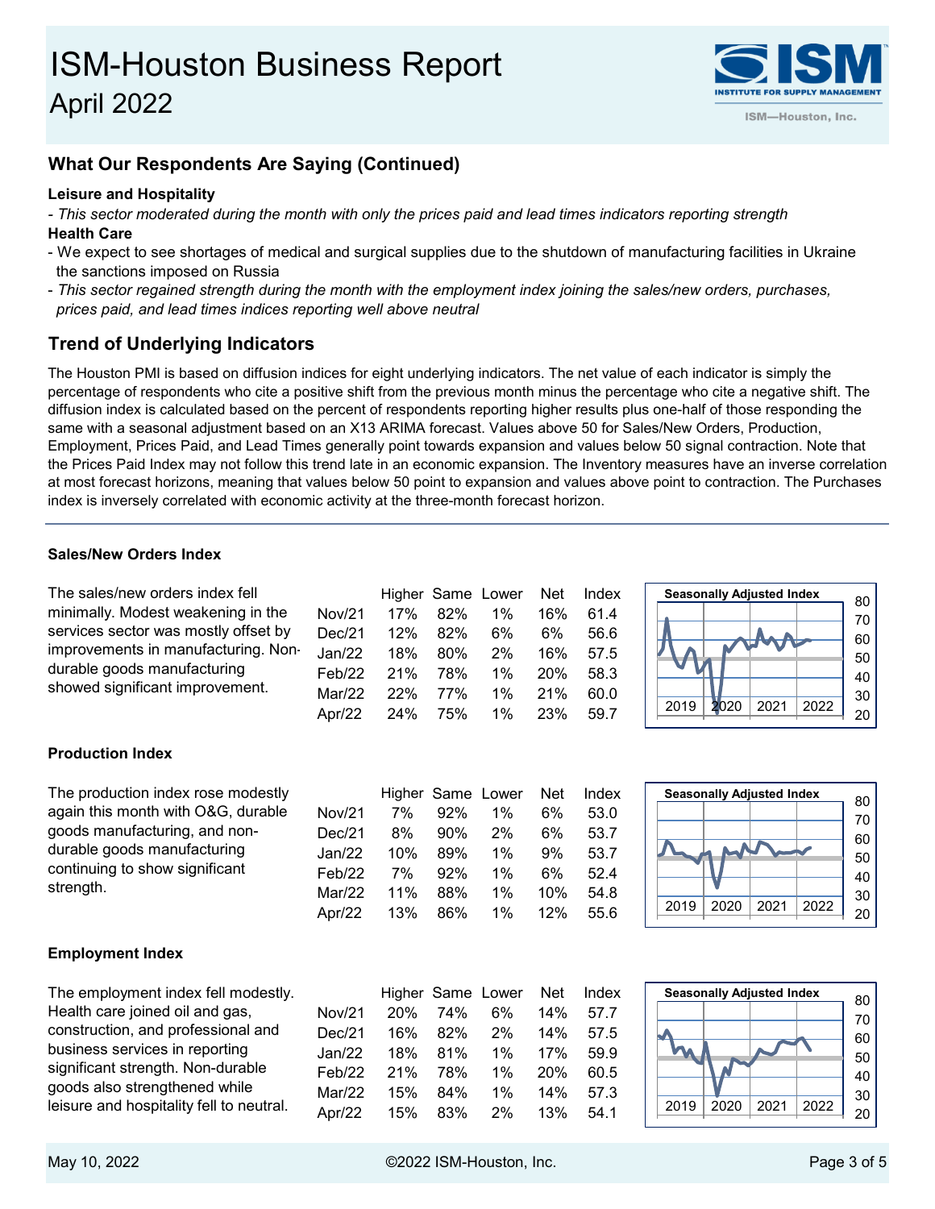# ISM-Houston Business Report
## April 2022

## What Our Respondents Are Saying (Continued)

**Leisure and Hospitality**

- *This sector moderated during the month with only the prices paid and lead times indicators reporting strength*

**Health Care**

- We expect to see shortages of medical and surgical supplies due to the shutdown of manufacturing facilities in Ukraine the sanctions imposed on Russia
- *This sector regained strength during the month with the employment index joining the sales/new orders, purchases, prices paid, and lead times indices reporting well above neutral*

## Trend of Underlying Indicators

The Houston PMI is based on diffusion indices for eight underlying indicators. The net value of each indicator is simply the percentage of respondents who cite a positive shift from the previous month minus the percentage who cite a negative shift. The diffusion index is calculated based on the percent of respondents reporting higher results plus one-half of those responding the same with a seasonal adjustment based on an X13 ARIMA forecast. Values above 50 for Sales/New Orders, Production, Employment, Prices Paid, and Lead Times generally point towards expansion and values below 50 signal contraction. Note that the Prices Paid Index may not follow this trend late in an economic expansion. The Inventory measures have an inverse correlation at most forecast horizons, meaning that values below 50 point to expansion and values above point to contraction. The Purchases index is inversely correlated with economic activity at the three-month forecast horizon.

### Sales/New Orders Index

The sales/new orders index fell minimally. Modest weakening in the services sector was mostly offset by improvements in manufacturing. Non-durable goods manufacturing showed significant improvement.

| | Higher | Same | Lower | Net | Index |
|---|---|---|---|---|---|
| Nov/21 | 17% | 82% | 1% | 16% | 61.4 |
| Dec/21 | 12% | 82% | 6% | 6% | 56.6 |
| Jan/22 | 18% | 80% | 2% | 16% | 57.5 |
| Feb/22 | 21% | 78% | 1% | 20% | 58.3 |
| Mar/22 | 22% | 77% | 1% | 21% | 60.0 |
| Apr/22 | 24% | 75% | 1% | 23% | 59.7 |

Seasonally Adjusted Index

### Production Index

The production index rose modestly again this month with O&G, durable goods manufacturing, and non-durable goods manufacturing continuing to show significant strength.

| | Higher | Same | Lower | Net | Index |
|---|---|---|---|---|---|
| Nov/21 | 7% | 92% | 1% | 6% | 53.0 |
| Dec/21 | 8% | 90% | 2% | 6% | 53.7 |
| Jan/22 | 10% | 89% | 1% | 9% | 53.7 |
| Feb/22 | 7% | 92% | 1% | 6% | 52.4 |
| Mar/22 | 11% | 88% | 1% | 10% | 54.8 |
| Apr/22 | 13% | 86% | 1% | 12% | 55.6 |

Seasonally Adjusted Index

### Employment Index

The employment index fell modestly. Health care joined oil and gas, construction, and professional and business services in reporting significant strength. Non-durable goods also strengthened while leisure and hospitality fell to neutral.

| | Higher | Same | Lower | Net | Index |
|---|---|---|---|---|---|
| Nov/21 | 20% | 74% | 6% | 14% | 57.7 |
| Dec/21 | 16% | 82% | 2% | 14% | 57.5 |
| Jan/22 | 18% | 81% | 1% | 17% | 59.9 |
| Feb/22 | 21% | 78% | 1% | 20% | 60.5 |
| Mar/22 | 15% | 84% | 1% | 14% | 57.3 |
| Apr/22 | 15% | 83% | 2% | 13% | 54.1 |

Seasonally Adjusted Index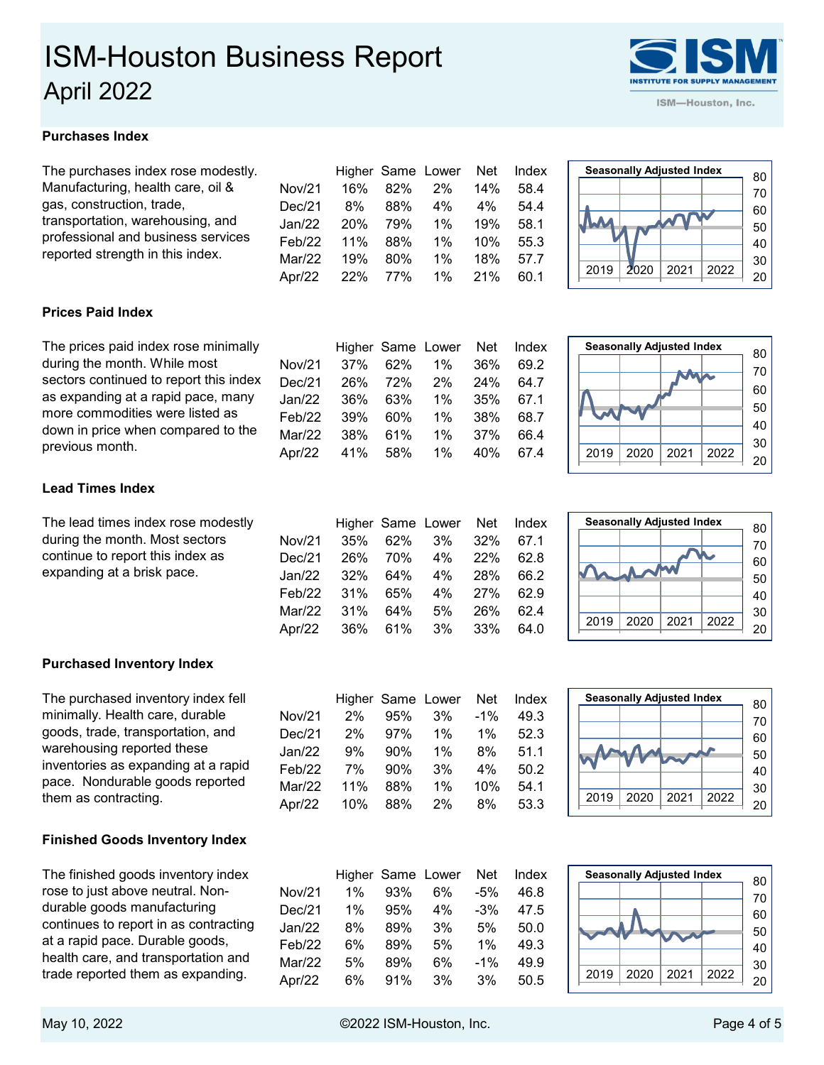# ISM-Houston Business Report
## April 2022

### Purchases Index

The purchases index rose modestly. Manufacturing, health care, oil & gas, construction, trade, transportation, warehousing, and professional and business services reported strength in this index.

| | Higher | Same | Lower | Net | Index |
|---|---|---|---|---|---|
| Nov/21 | 16% | 82% | 2% | 14% | 58.4 |
| Dec/21 | 8% | 88% | 4% | 4% | 54.4 |
| Jan/22 | 20% | 79% | 1% | 19% | 58.1 |
| Feb/22 | 11% | 88% | 1% | 10% | 55.3 |
| Mar/22 | 19% | 80% | 1% | 18% | 57.7 |
| Apr/22 | 22% | 77% | 1% | 21% | 60.1 |

Seasonally Adjusted Index

### Prices Paid Index

The prices paid index rose minimally during the month. While most sectors continued to report this index as expanding at a rapid pace, many more commodities were listed as down in price when compared to the previous month.

| | Higher | Same | Lower | Net | Index |
|---|---|---|---|---|---|
| Nov/21 | 37% | 62% | 1% | 36% | 69.2 |
| Dec/21 | 26% | 72% | 2% | 24% | 64.7 |
| Jan/22 | 36% | 63% | 1% | 35% | 67.1 |
| Feb/22 | 39% | 60% | 1% | 38% | 68.7 |
| Mar/22 | 38% | 61% | 1% | 37% | 66.4 |
| Apr/22 | 41% | 58% | 1% | 40% | 67.4 |

Seasonally Adjusted Index

### Lead Times Index

The lead times index rose modestly during the month. Most sectors continue to report this index as expanding at a brisk pace.

| | Higher | Same | Lower | Net | Index |
|---|---|---|---|---|---|
| Nov/21 | 35% | 62% | 3% | 32% | 67.1 |
| Dec/21 | 26% | 70% | 4% | 22% | 62.8 |
| Jan/22 | 32% | 64% | 4% | 28% | 66.2 |
| Feb/22 | 31% | 65% | 4% | 27% | 62.9 |
| Mar/22 | 31% | 64% | 5% | 26% | 62.4 |
| Apr/22 | 36% | 61% | 3% | 33% | 64.0 |

Seasonally Adjusted Index

### Purchased Inventory Index

The purchased inventory index fell minimally. Health care, durable goods, trade, transportation, and warehousing reported these inventories as expanding at a rapid pace. Nondurable goods reported them as contracting.

| | Higher | Same | Lower | Net | Index |
|---|---|---|---|---|---|
| Nov/21 | 2% | 95% | 3% | -1% | 49.3 |
| Dec/21 | 2% | 97% | 1% | 1% | 52.3 |
| Jan/22 | 9% | 90% | 1% | 8% | 51.1 |
| Feb/22 | 7% | 90% | 3% | 4% | 50.2 |
| Mar/22 | 11% | 88% | 1% | 10% | 54.1 |
| Apr/22 | 10% | 88% | 2% | 8% | 53.3 |

Seasonally Adjusted Index

### Finished Goods Inventory Index

The finished goods inventory index rose to just above neutral. Non-durable goods manufacturing continues to report in as contracting at a rapid pace. Durable goods, health care, and transportation and trade reported them as expanding.

| | Higher | Same | Lower | Net | Index |
|---|---|---|---|---|---|
| Nov/21 | 1% | 93% | 6% | -5% | 46.8 |
| Dec/21 | 1% | 95% | 4% | -3% | 47.5 |
| Jan/22 | 8% | 89% | 3% | 5% | 50.0 |
| Feb/22 | 6% | 89% | 5% | 1% | 49.3 |
| Mar/22 | 5% | 89% | 6% | -1% | 49.9 |
| Apr/22 | 6% | 91% | 3% | 3% | 50.5 |

Seasonally Adjusted Index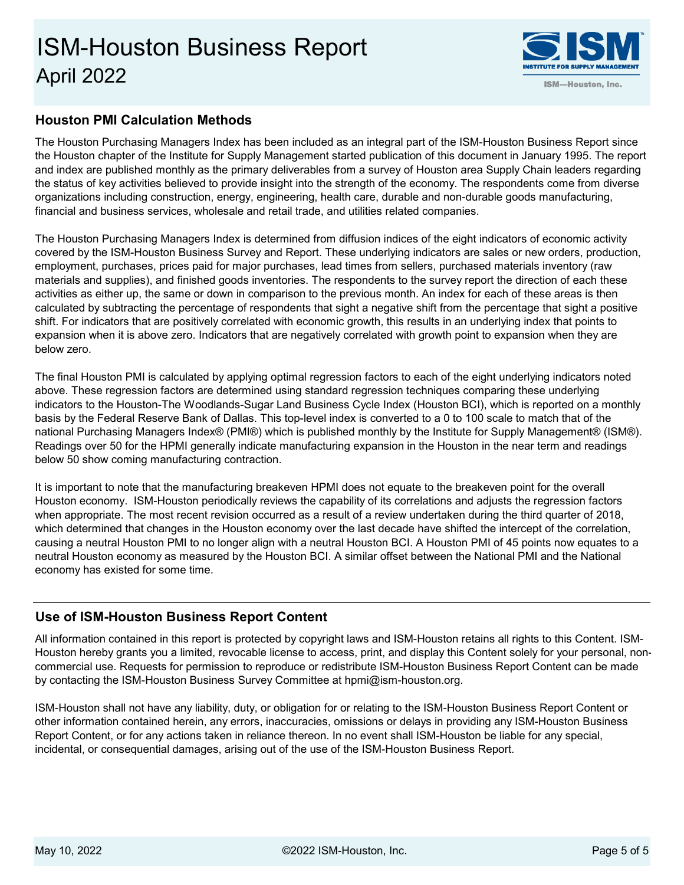## Houston PMI Calculation Methods

The Houston Purchasing Managers Index has been included as an integral part of the ISM-Houston Business Report since the Houston chapter of the Institute for Supply Management started publication of this document in January 1995. The report and index are published monthly as the primary deliverables from a survey of Houston area Supply Chain leaders regarding the status of key activities believed to provide insight into the strength of the economy. The respondents come from diverse organizations including construction, energy, engineering, health care, durable and non-durable goods manufacturing, financial and business services, wholesale and retail trade, and utilities related companies.

The Houston Purchasing Managers Index is determined from diffusion indices of the eight indicators of economic activity covered by the ISM-Houston Business Survey and Report. These underlying indicators are sales or new orders, production, employment, purchases, prices paid for major purchases, lead times from sellers, purchased materials inventory (raw materials and supplies), and finished goods inventories. The respondents to the survey report the direction of each these activities as either up, the same or down in comparison to the previous month. An index for each of these areas is then calculated by subtracting the percentage of respondents that sight a negative shift from the percentage that sight a positive shift. For indicators that are positively correlated with economic growth, this results in an underlying index that points to expansion when it is above zero. Indicators that are negatively correlated with growth point to expansion when they are below zero.

The final Houston PMI is calculated by applying optimal regression factors to each of the eight underlying indicators noted above. These regression factors are determined using standard regression techniques comparing these underlying indicators to the Houston-The Woodlands-Sugar Land Business Cycle Index (Houston BCI), which is reported on a monthly basis by the Federal Reserve Bank of Dallas. This top-level index is converted to a 0 to 100 scale to match that of the national Purchasing Managers Index® (PMI®) which is published monthly by the Institute for Supply Management® (ISM®). Readings over 50 for the HPMI generally indicate manufacturing expansion in the Houston in the near term and readings below 50 show coming manufacturing contraction.

It is important to note that the manufacturing breakeven HPMI does not equate to the breakeven point for the overall Houston economy. ISM-Houston periodically reviews the capability of its correlations and adjusts the regression factors when appropriate. The most recent revision occurred as a result of a review undertaken during the third quarter of 2018, which determined that changes in the Houston economy over the last decade have shifted the intercept of the correlation, causing a neutral Houston PMI to no longer align with a neutral Houston BCI. A Houston PMI of 45 points now equates to a neutral Houston economy as measured by the Houston BCI. A similar offset between the National PMI and the National economy has existed for some time.

---

## Use of ISM-Houston Business Report Content

All information contained in this report is protected by copyright laws and ISM-Houston retains all rights to this Content. ISM-Houston hereby grants you a limited, revocable license to access, print, and display this Content solely for your personal, non-commercial use. Requests for permission to reproduce or redistribute ISM-Houston Business Report Content can be made by contacting the ISM-Houston Business Survey Committee at hpmi@ism-houston.org.

ISM-Houston shall not have any liability, duty, or obligation for or relating to the ISM-Houston Business Report Content or other information contained herein, any errors, inaccuracies, omissions or delays in providing any ISM-Houston Business Report Content, or for any actions taken in reliance thereon. In no event shall ISM-Houston be liable for any special, incidental, or consequential damages, arising out of the use of the ISM-Houston Business Report.